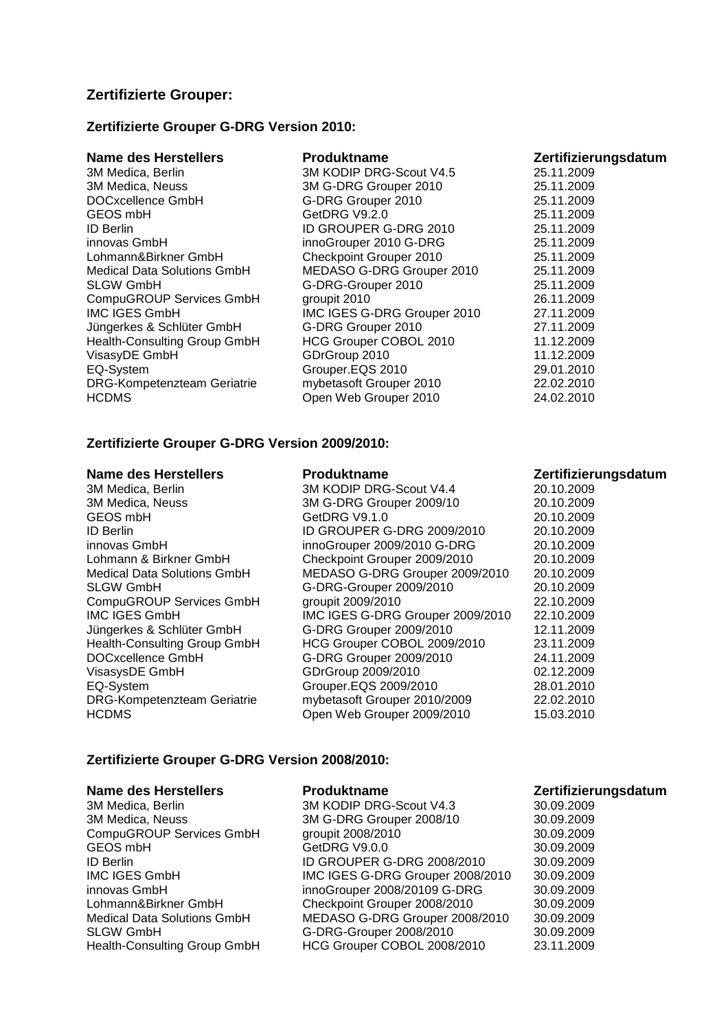## Zertifizierte Grouper:

### Zertifizierte Grouper G-DRG Version 2010:

| Name des Herstellers | Produktname | Zertifizierungsdatum |
|---|---|---|
| 3M Medica, Berlin | 3M KODIP DRG-Scout V4.5 | 25.11.2009 |
| 3M Medica, Neuss | 3M G-DRG Grouper 2010 | 25.11.2009 |
| DOCxcellence GmbH | G-DRG Grouper 2010 | 25.11.2009 |
| GEOS mbH | GetDRG V9.2.0 | 25.11.2009 |
| ID Berlin | ID GROUPER G-DRG 2010 | 25.11.2009 |
| innovas GmbH | innoGrouper 2010 G-DRG | 25.11.2009 |
| Lohmann&Birkner GmbH | Checkpoint Grouper 2010 | 25.11.2009 |
| Medical Data Solutions GmbH | MEDASO G-DRG Grouper 2010 | 25.11.2009 |
| SLGW GmbH | G-DRG-Grouper 2010 | 25.11.2009 |
| CompuGROUP Services GmbH | groupit 2010 | 26.11.2009 |
| IMC IGES GmbH | IMC IGES G-DRG Grouper 2010 | 27.11.2009 |
| Jüngerkes & Schlüter GmbH | G-DRG Grouper 2010 | 27.11.2009 |
| Health-Consulting Group GmbH | HCG Grouper COBOL 2010 | 11.12.2009 |
| VisasyDE GmbH | GDrGroup 2010 | 11.12.2009 |
| EQ-System | Grouper.EQS 2010 | 29.01.2010 |
| DRG-Kompetenzteam Geriatrie | mybetasoft Grouper 2010 | 22.02.2010 |
| HCDMS | Open Web Grouper 2010 | 24.02.2010 |

### Zertifizierte Grouper G-DRG Version 2009/2010:

| Name des Herstellers | Produktname | Zertifizierungsdatum |
|---|---|---|
| 3M Medica, Berlin | 3M KODIP DRG-Scout V4.4 | 20.10.2009 |
| 3M Medica, Neuss | 3M G-DRG Grouper 2009/10 | 20.10.2009 |
| GEOS mbH | GetDRG V9.1.0 | 20.10.2009 |
| ID Berlin | ID GROUPER G-DRG 2009/2010 | 20.10.2009 |
| innovas GmbH | innoGrouper 2009/2010 G-DRG | 20.10.2009 |
| Lohmann & Birkner GmbH | Checkpoint Grouper 2009/2010 | 20.10.2009 |
| Medical Data Solutions GmbH | MEDASO G-DRG Grouper 2009/2010 | 20.10.2009 |
| SLGW GmbH | G-DRG-Grouper 2009/2010 | 20.10.2009 |
| CompuGROUP Services GmbH | groupit 2009/2010 | 22.10.2009 |
| IMC IGES GmbH | IMC IGES G-DRG Grouper 2009/2010 | 22.10.2009 |
| Jüngerkes & Schlüter GmbH | G-DRG Grouper 2009/2010 | 12.11.2009 |
| Health-Consulting Group GmbH | HCG Grouper COBOL 2009/2010 | 23.11.2009 |
| DOCxcellence GmbH | G-DRG Grouper 2009/2010 | 24.11.2009 |
| VisasysDE GmbH | GDrGroup 2009/2010 | 02.12.2009 |
| EQ-System | Grouper.EQS 2009/2010 | 28.01.2010 |
| DRG-Kompetenzteam Geriatrie | mybetasoft Grouper 2010/2009 | 22.02.2010 |
| HCDMS | Open Web Grouper 2009/2010 | 15.03.2010 |

### Zertifizierte Grouper G-DRG Version 2008/2010:

| Name des Herstellers | Produktname | Zertifizierungsdatum |
|---|---|---|
| 3M Medica, Berlin | 3M KODIP DRG-Scout V4.3 | 30.09.2009 |
| 3M Medica, Neuss | 3M G-DRG Grouper 2008/10 | 30.09.2009 |
| CompuGROUP Services GmbH | groupit 2008/2010 | 30.09.2009 |
| GEOS mbH | GetDRG V9.0.0 | 30.09.2009 |
| ID Berlin | ID GROUPER G-DRG 2008/2010 | 30.09.2009 |
| IMC IGES GmbH | IMC IGES G-DRG Grouper 2008/2010 | 30.09.2009 |
| innovas GmbH | innoGrouper 2008/20109 G-DRG | 30.09.2009 |
| Lohmann&Birkner GmbH | Checkpoint Grouper 2008/2010 | 30.09.2009 |
| Medical Data Solutions GmbH | MEDASO G-DRG Grouper 2008/2010 | 30.09.2009 |
| SLGW GmbH | G-DRG-Grouper 2008/2010 | 30.09.2009 |
| Health-Consulting Group GmbH | HCG Grouper COBOL 2008/2010 | 23.11.2009 |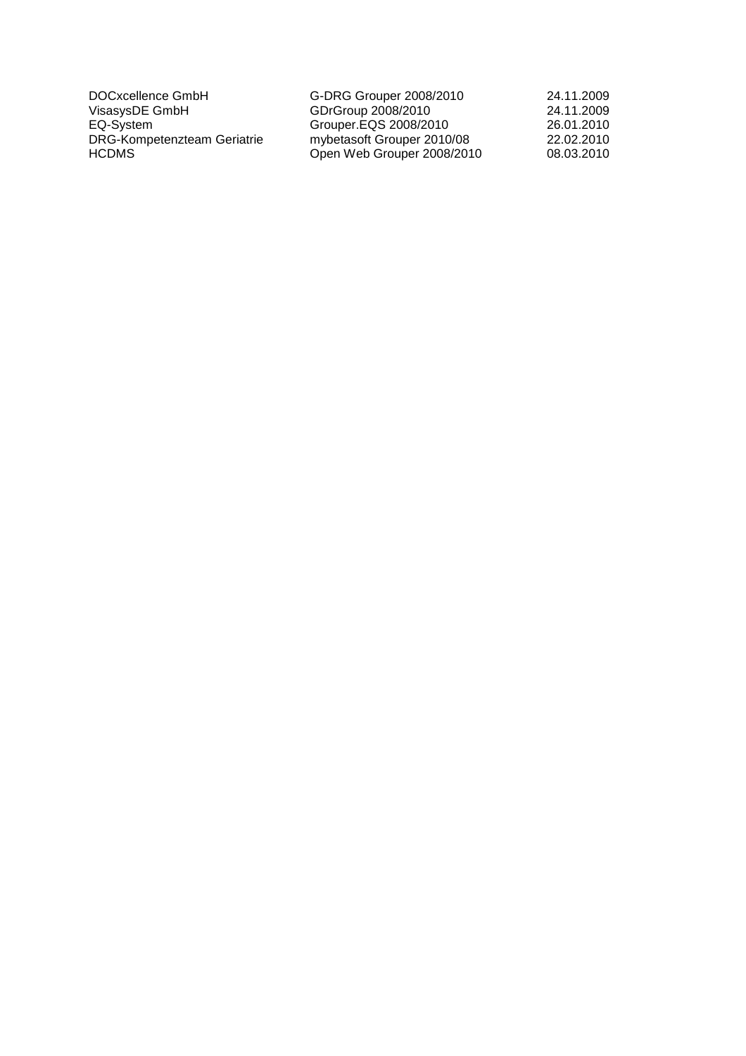| | | |
|---|---|---|
| DOCxcellence GmbH | G-DRG Grouper 2008/2010 | 24.11.2009 |
| VisasysDE GmbH | GDrGroup 2008/2010 | 24.11.2009 |
| EQ-System | Grouper.EQS 2008/2010 | 26.01.2010 |
| DRG-Kompetenzteam Geriatrie | mybetasoft Grouper 2010/08 | 22.02.2010 |
| HCDMS | Open Web Grouper 2008/2010 | 08.03.2010 |